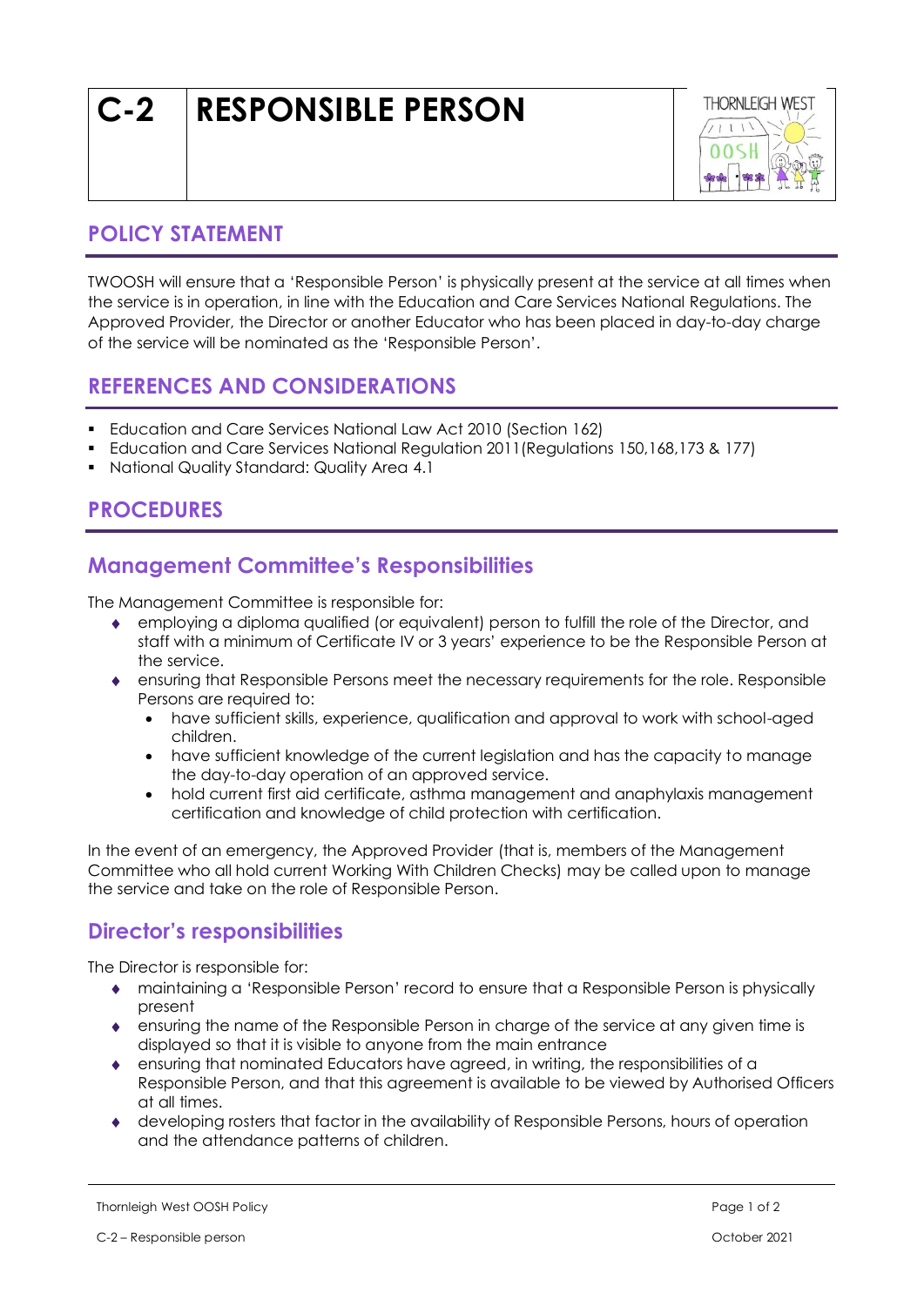# C-2 RESPONSIBLE PERSON

## POLICY STATEMENT

TWOOSH will ensure that a 'Responsible Person' is physically present at the service at all times when the service is in operation, in line with the Education and Care Services National Regulations. The Approved Provider, the Director or another Educator who has been placed in day-to-day charge of the service will be nominated as the 'Responsible Person'.

## REFERENCES AND CONSIDERATIONS

- Education and Care Services National Law Act 2010 (Section 162)
- Education and Care Services National Regulation 2011(Regulations 150,168,173 & 177)
- National Quality Standard: Quality Area 4.1

## PROCEDURES

### Management Committee's Responsibilities

The Management Committee is responsible for:

- employing a diploma qualified (or equivalent) person to fulfill the role of the Director, and staff with a minimum of Certificate IV or 3 years' experience to be the Responsible Person at the service.
- ensuring that Responsible Persons meet the necessary requirements for the role. Responsible Persons are required to:
  - have sufficient skills, experience, qualification and approval to work with school-aged children.
  - have sufficient knowledge of the current legislation and has the capacity to manage the day-to-day operation of an approved service.
  - hold current first aid certificate, asthma management and anaphylaxis management certification and knowledge of child protection with certification.

In the event of an emergency, the Approved Provider (that is, members of the Management Committee who all hold current Working With Children Checks) may be called upon to manage the service and take on the role of Responsible Person.

### Director's responsibilities

The Director is responsible for:

- maintaining a 'Responsible Person' record to ensure that a Responsible Person is physically present
- ensuring the name of the Responsible Person in charge of the service at any given time is displayed so that it is visible to anyone from the main entrance
- ensuring that nominated Educators have agreed, in writing, the responsibilities of a Responsible Person, and that this agreement is available to be viewed by Authorised Officers at all times.
- developing rosters that factor in the availability of Responsible Persons, hours of operation and the attendance patterns of children.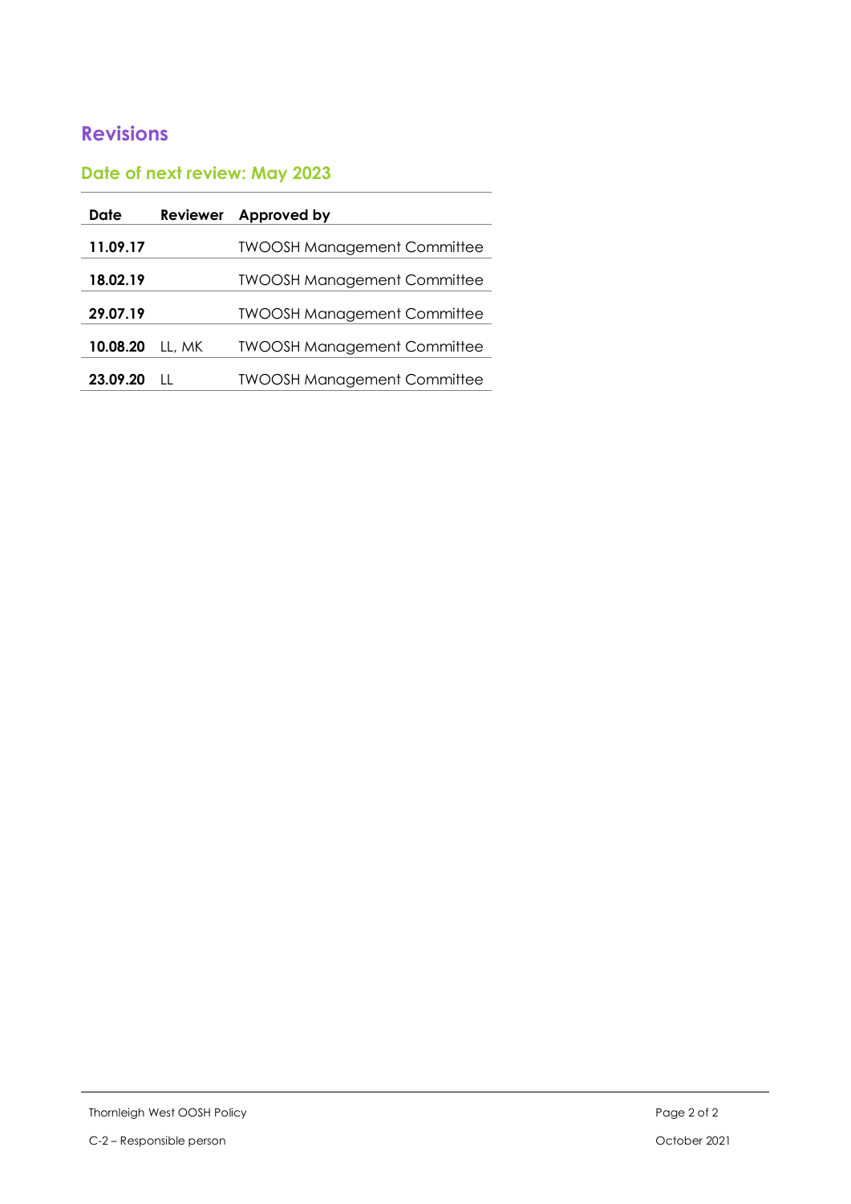## Revisions

### Date of next review: May 2023

| Date | Reviewer | Approved by |
|---|---|---|
| **11.09.17** | | TWOOSH Management Committee |
| **18.02.19** | | TWOOSH Management Committee |
| **29.07.19** | | TWOOSH Management Committee |
| **10.08.20** | LL, MK | TWOOSH Management Committee |
| **23.09.20** | LL | TWOOSH Management Committee |